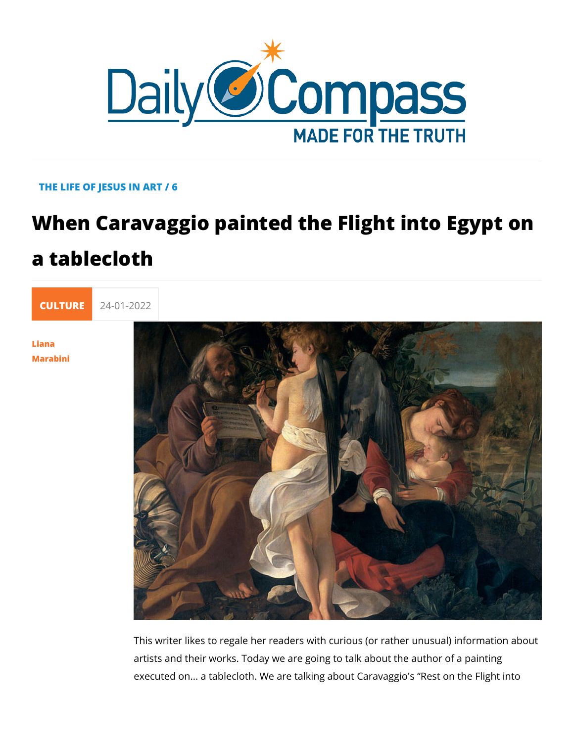THE LIFE OF JESUS IN ART / 6

# When Caravaggio painted the Flight into Egypt on a tablecloth

CULTURE 24-01-2022

Liana Marabini

This writer likes to regale her readers with curious (or rather unusual) information about artists and their works. Today we are going to talk about the author of a painting executed on... a tablecloth. We are talking about Caravaggio's “Rest on the Flight into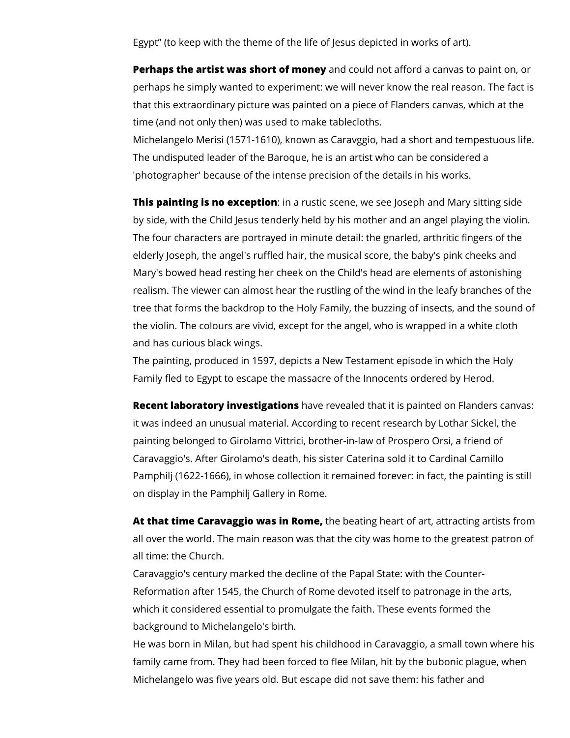Egypt" (to keep with the theme of the life of Jesus depicted in works of art).

**Perhaps the artist was short of money** and could not afford a canvas to paint on, or perhaps he simply wanted to experiment: we will never know the real reason. The fact is that this extraordinary picture was painted on a piece of Flanders canvas, which at the time (and not only then) was used to make tablecloths.
Michelangelo Merisi (1571-1610), known as Caravggio, had a short and tempestuous life. The undisputed leader of the Baroque, he is an artist who can be considered a 'photographer' because of the intense precision of the details in his works.

**This painting is no exception**: in a rustic scene, we see Joseph and Mary sitting side by side, with the Child Jesus tenderly held by his mother and an angel playing the violin. The four characters are portrayed in minute detail: the gnarled, arthritic fingers of the elderly Joseph, the angel's ruffled hair, the musical score, the baby's pink cheeks and Mary's bowed head resting her cheek on the Child's head are elements of astonishing realism. The viewer can almost hear the rustling of the wind in the leafy branches of the tree that forms the backdrop to the Holy Family, the buzzing of insects, and the sound of the violin. The colours are vivid, except for the angel, who is wrapped in a white cloth and has curious black wings.
The painting, produced in 1597, depicts a New Testament episode in which the Holy Family fled to Egypt to escape the massacre of the Innocents ordered by Herod.

**Recent laboratory investigations** have revealed that it is painted on Flanders canvas: it was indeed an unusual material. According to recent research by Lothar Sickel, the painting belonged to Girolamo Vittrici, brother-in-law of Prospero Orsi, a friend of Caravaggio's. After Girolamo's death, his sister Caterina sold it to Cardinal Camillo Pamphilj (1622-1666), in whose collection it remained forever: in fact, the painting is still on display in the Pamphilj Gallery in Rome.

**At that time Caravaggio was in Rome,** the beating heart of art, attracting artists from all over the world. The main reason was that the city was home to the greatest patron of all time: the Church.
Caravaggio's century marked the decline of the Papal State: with the Counter-Reformation after 1545, the Church of Rome devoted itself to patronage in the arts, which it considered essential to promulgate the faith. These events formed the background to Michelangelo's birth.
He was born in Milan, but had spent his childhood in Caravaggio, a small town where his family came from. They had been forced to flee Milan, hit by the bubonic plague, when Michelangelo was five years old. But escape did not save them: his father and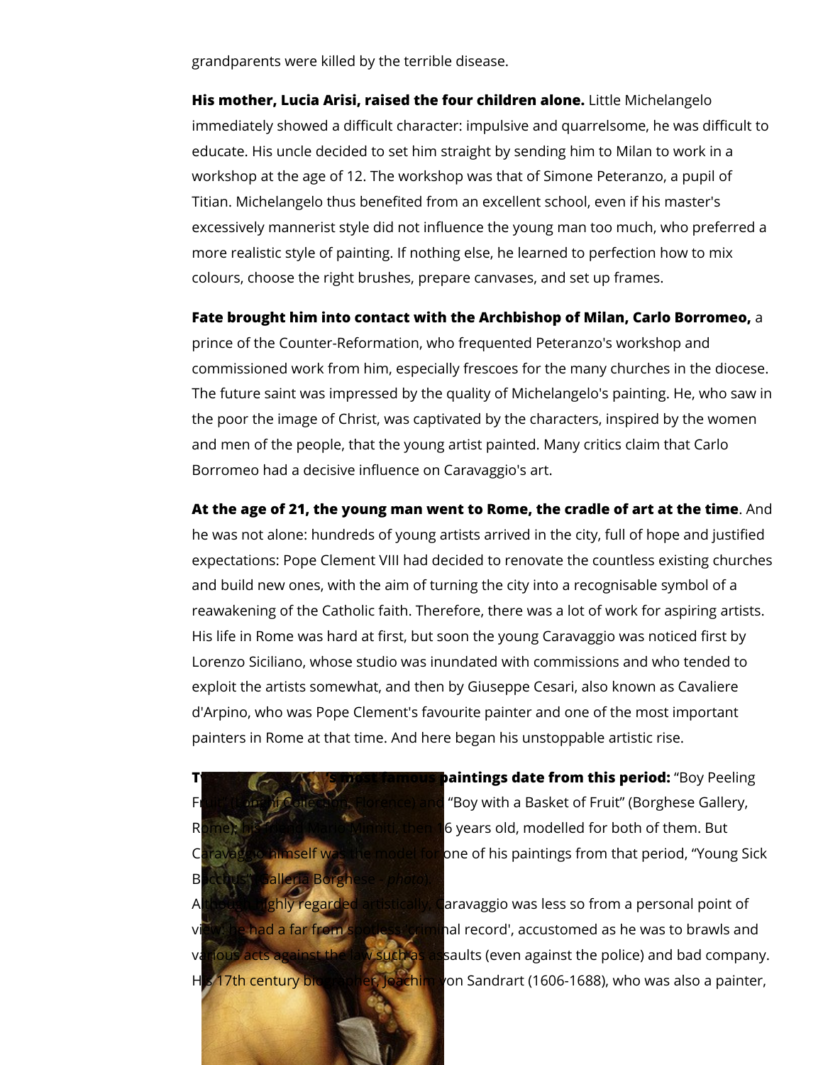grandparents were killed by the terrible disease.

**His mother, Lucia Arisi, raised the four children alone.** Little Michelangelo immediately showed a difficult character: impulsive and quarrelsome, he was difficult to educate. His uncle decided to set him straight by sending him to Milan to work in a workshop at the age of 12. The workshop was that of Simone Peteranzo, a pupil of Titian. Michelangelo thus benefited from an excellent school, even if his master's excessively mannerist style did not influence the young man too much, who preferred a more realistic style of painting. If nothing else, he learned to perfection how to mix colours, choose the right brushes, prepare canvases, and set up frames.

**Fate brought him into contact with the Archbishop of Milan, Carlo Borromeo,** a prince of the Counter-Reformation, who frequented Peteranzo's workshop and commissioned work from him, especially frescoes for the many churches in the diocese. The future saint was impressed by the quality of Michelangelo's painting. He, who saw in the poor the image of Christ, was captivated by the characters, inspired by the women and men of the people, that the young artist painted. Many critics claim that Carlo Borromeo had a decisive influence on Caravaggio's art.

**At the age of 21, the young man went to Rome, the cradle of art at the time**. And he was not alone: hundreds of young artists arrived in the city, full of hope and justified expectations: Pope Clement VIII had decided to renovate the countless existing churches and build new ones, with the aim of turning the city into a recognisable symbol of a reawakening of the Catholic faith. Therefore, there was a lot of work for aspiring artists. His life in Rome was hard at first, but soon the young Caravaggio was noticed first by Lorenzo Siciliano, whose studio was inundated with commissions and who tended to exploit the artists somewhat, and then by Giuseppe Cesari, also known as Cavaliere d'Arpino, who was Pope Clement's favourite painter and one of the most important painters in Rome at that time. And here began his unstoppable artistic rise.

**Two of Caravaggio's most famous paintings date from this period:** "Boy Peeling Fruit" (Longhi Collection, Florence) and "Boy with a Basket of Fruit" (Borghese Gallery, Rome); his friend Mario Minniti, then 16 years old, modelled for both of them. But Caravaggio himself was the model for one of his paintings from that period, "Young Sick Bacchus" (Galleria Borghese - *photo*).

Although highly regarded artistically, Caravaggio was less so from a personal point of view: he had a far from spotless 'criminal record', accustomed as he was to brawls and various acts against the law such as assaults (even against the police) and bad company. His 17th century biographer, Joachim von Sandrart (1606-1688), who was also a painter,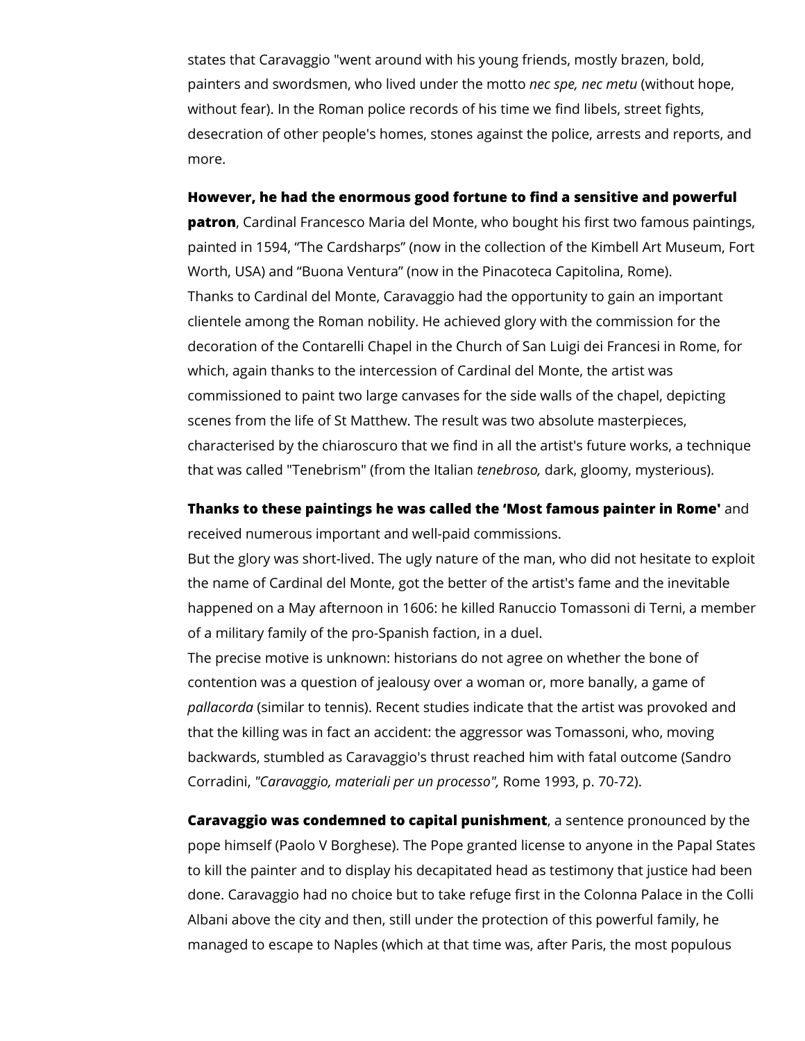states that Caravaggio "went around with his young friends, mostly brazen, bold, painters and swordsmen, who lived under the motto *nec spe, nec metu* (without hope, without fear). In the Roman police records of his time we find libels, street fights, desecration of other people's homes, stones against the police, arrests and reports, and more.

**However, he had the enormous good fortune to find a sensitive and powerful patron**, Cardinal Francesco Maria del Monte, who bought his first two famous paintings, painted in 1594, "The Cardsharps" (now in the collection of the Kimbell Art Museum, Fort Worth, USA) and "Buona Ventura" (now in the Pinacoteca Capitolina, Rome).
Thanks to Cardinal del Monte, Caravaggio had the opportunity to gain an important clientele among the Roman nobility. He achieved glory with the commission for the decoration of the Contarelli Chapel in the Church of San Luigi dei Francesi in Rome, for which, again thanks to the intercession of Cardinal del Monte, the artist was commissioned to paint two large canvases for the side walls of the chapel, depicting scenes from the life of St Matthew. The result was two absolute masterpieces, characterised by the chiaroscuro that we find in all the artist's future works, a technique that was called "Tenebrism" (from the Italian *tenebroso,* dark, gloomy, mysterious).

**Thanks to these paintings he was called the 'Most famous painter in Rome'** and received numerous important and well-paid commissions.
But the glory was short-lived. The ugly nature of the man, who did not hesitate to exploit the name of Cardinal del Monte, got the better of the artist's fame and the inevitable happened on a May afternoon in 1606: he killed Ranuccio Tomassoni di Terni, a member of a military family of the pro-Spanish faction, in a duel.
The precise motive is unknown: historians do not agree on whether the bone of contention was a question of jealousy over a woman or, more banally, a game of *pallacorda* (similar to tennis). Recent studies indicate that the artist was provoked and that the killing was in fact an accident: the aggressor was Tomassoni, who, moving backwards, stumbled as Caravaggio's thrust reached him with fatal outcome (Sandro Corradini, *"Caravaggio, materiali per un processo",* Rome 1993, p. 70-72).

**Caravaggio was condemned to capital punishment**, a sentence pronounced by the pope himself (Paolo V Borghese). The Pope granted license to anyone in the Papal States to kill the painter and to display his decapitated head as testimony that justice had been done. Caravaggio had no choice but to take refuge first in the Colonna Palace in the Colli Albani above the city and then, still under the protection of this powerful family, he managed to escape to Naples (which at that time was, after Paris, the most populous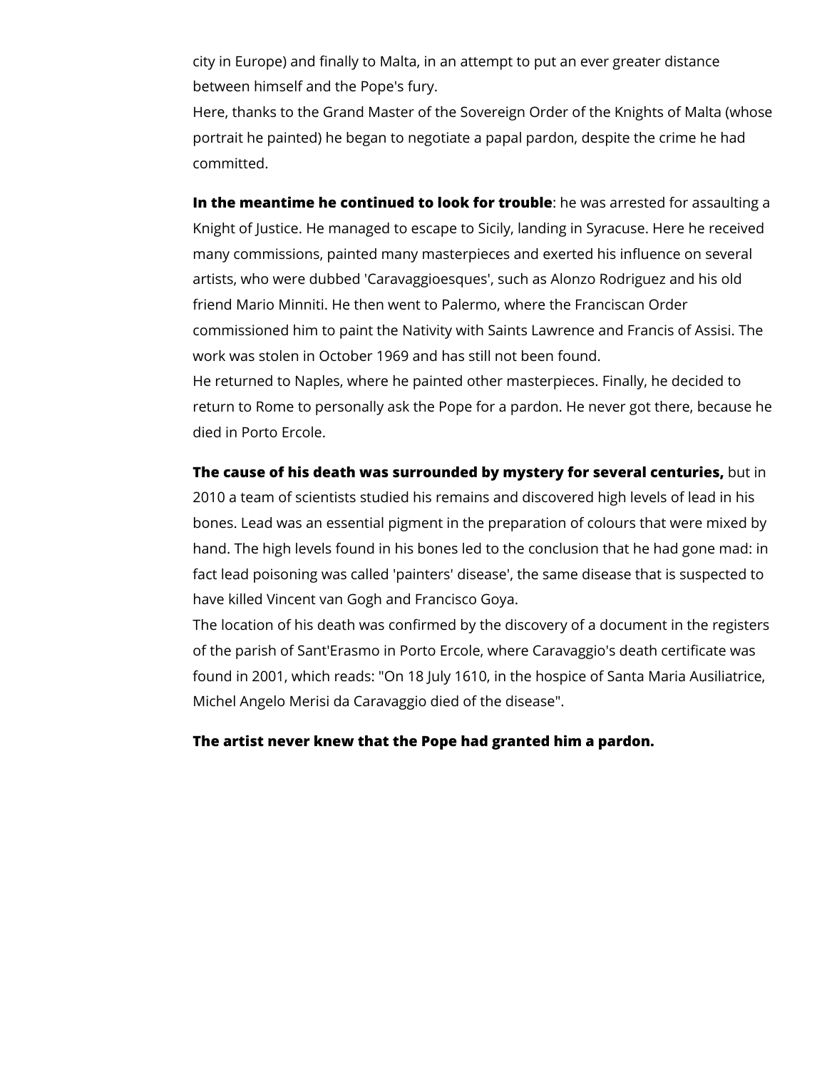city in Europe) and finally to Malta, in an attempt to put an ever greater distance between himself and the Pope's fury.
Here, thanks to the Grand Master of the Sovereign Order of the Knights of Malta (whose portrait he painted) he began to negotiate a papal pardon, despite the crime he had committed.

**In the meantime he continued to look for trouble**: he was arrested for assaulting a Knight of Justice. He managed to escape to Sicily, landing in Syracuse. Here he received many commissions, painted many masterpieces and exerted his influence on several artists, who were dubbed 'Caravaggioesques', such as Alonzo Rodriguez and his old friend Mario Minniti. He then went to Palermo, where the Franciscan Order commissioned him to paint the Nativity with Saints Lawrence and Francis of Assisi. The work was stolen in October 1969 and has still not been found.
He returned to Naples, where he painted other masterpieces. Finally, he decided to return to Rome to personally ask the Pope for a pardon. He never got there, because he died in Porto Ercole.

**The cause of his death was surrounded by mystery for several centuries,** but in 2010 a team of scientists studied his remains and discovered high levels of lead in his bones. Lead was an essential pigment in the preparation of colours that were mixed by hand. The high levels found in his bones led to the conclusion that he had gone mad: in fact lead poisoning was called 'painters' disease', the same disease that is suspected to have killed Vincent van Gogh and Francisco Goya.
The location of his death was confirmed by the discovery of a document in the registers of the parish of Sant'Erasmo in Porto Ercole, where Caravaggio's death certificate was found in 2001, which reads: "On 18 July 1610, in the hospice of Santa Maria Ausiliatrice, Michel Angelo Merisi da Caravaggio died of the disease".

**The artist never knew that the Pope had granted him a pardon.**